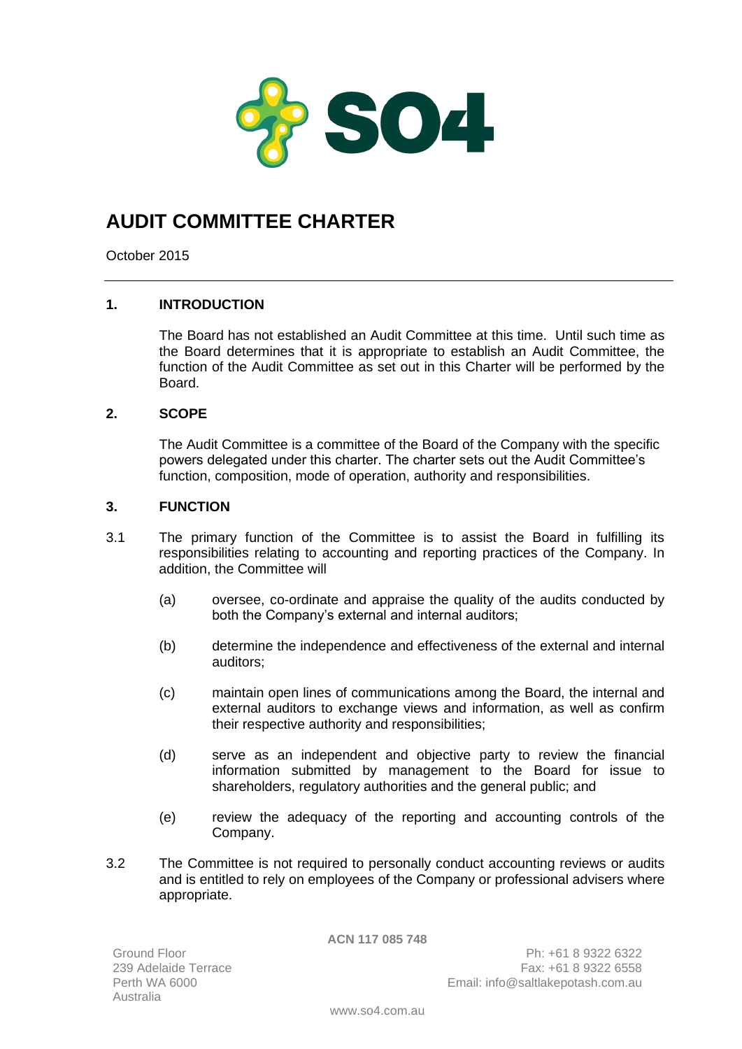# AUDIT COMMITTEE CHARTER

October 2015

## 1. INTRODUCTION

The Board has not established an Audit Committee at this time. Until such time as the Board determines that it is appropriate to establish an Audit Committee, the function of the Audit Committee as set out in this Charter will be performed by the Board.

## 2. SCOPE

The Audit Committee is a committee of the Board of the Company with the specific powers delegated under this charter. The charter sets out the Audit Committee's function, composition, mode of operation, authority and responsibilities.

## 3. FUNCTION

3.1 The primary function of the Committee is to assist the Board in fulfilling its responsibilities relating to accounting and reporting practices of the Company. In addition, the Committee will

(a) oversee, co-ordinate and appraise the quality of the audits conducted by both the Company's external and internal auditors;

(b) determine the independence and effectiveness of the external and internal auditors;

(c) maintain open lines of communications among the Board, the internal and external auditors to exchange views and information, as well as confirm their respective authority and responsibilities;

(d) serve as an independent and objective party to review the financial information submitted by management to the Board for issue to shareholders, regulatory authorities and the general public; and

(e) review the adequacy of the reporting and accounting controls of the Company.

3.2 The Committee is not required to personally conduct accounting reviews or audits and is entitled to rely on employees of the Company or professional advisers where appropriate.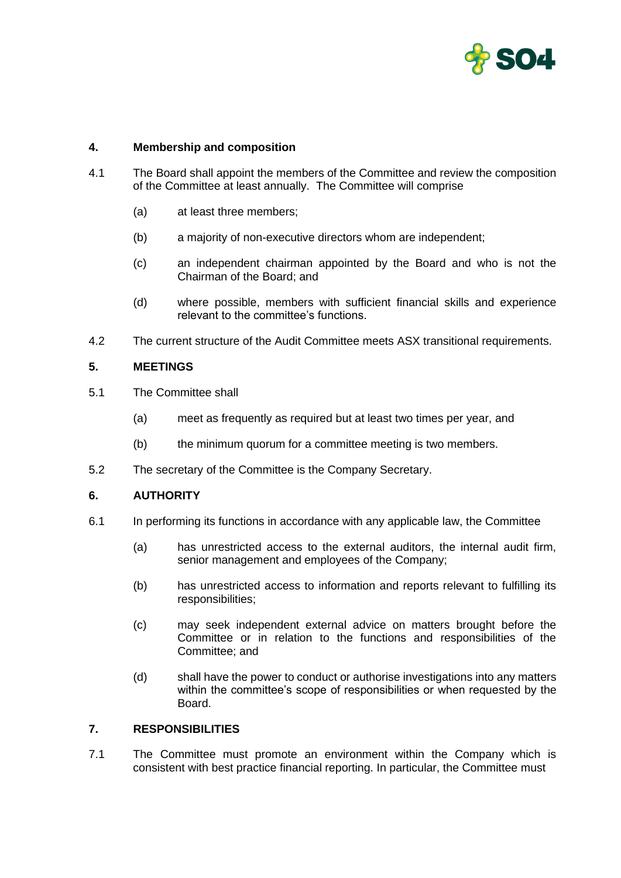## 4. Membership and composition

4.1 The Board shall appoint the members of the Committee and review the composition of the Committee at least annually. The Committee will comprise

(a) at least three members;

(b) a majority of non-executive directors whom are independent;

(c) an independent chairman appointed by the Board and who is not the Chairman of the Board; and

(d) where possible, members with sufficient financial skills and experience relevant to the committee's functions.

4.2 The current structure of the Audit Committee meets ASX transitional requirements.

## 5. MEETINGS

5.1 The Committee shall

(a) meet as frequently as required but at least two times per year, and

(b) the minimum quorum for a committee meeting is two members.

5.2 The secretary of the Committee is the Company Secretary.

## 6. AUTHORITY

6.1 In performing its functions in accordance with any applicable law, the Committee

(a) has unrestricted access to the external auditors, the internal audit firm, senior management and employees of the Company;

(b) has unrestricted access to information and reports relevant to fulfilling its responsibilities;

(c) may seek independent external advice on matters brought before the Committee or in relation to the functions and responsibilities of the Committee; and

(d) shall have the power to conduct or authorise investigations into any matters within the committee's scope of responsibilities or when requested by the Board.

## 7. RESPONSIBILITIES

7.1 The Committee must promote an environment within the Company which is consistent with best practice financial reporting. In particular, the Committee must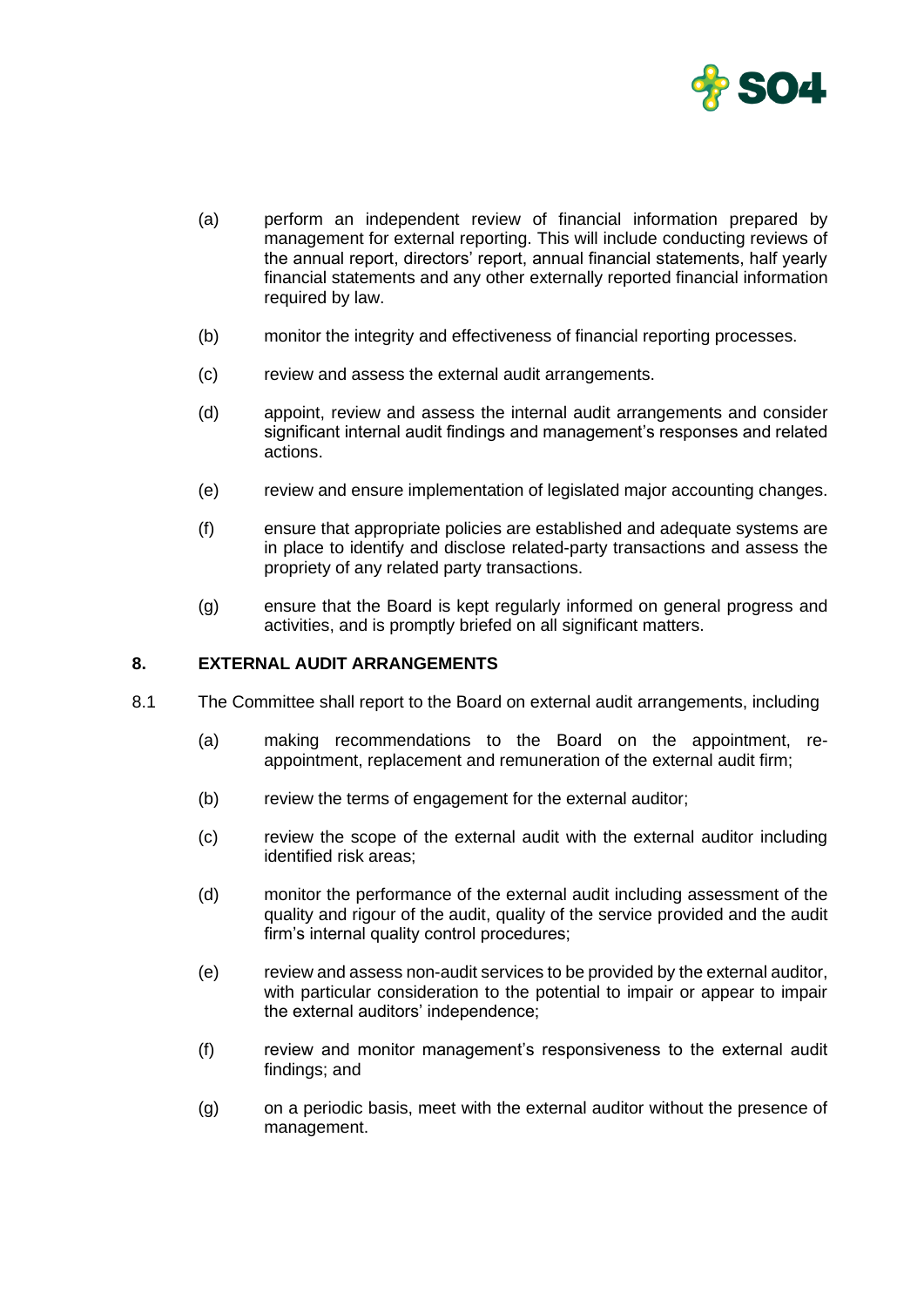(a) perform an independent review of financial information prepared by management for external reporting. This will include conducting reviews of the annual report, directors' report, annual financial statements, half yearly financial statements and any other externally reported financial information required by law.

(b) monitor the integrity and effectiveness of financial reporting processes.

(c) review and assess the external audit arrangements.

(d) appoint, review and assess the internal audit arrangements and consider significant internal audit findings and management's responses and related actions.

(e) review and ensure implementation of legislated major accounting changes.

(f) ensure that appropriate policies are established and adequate systems are in place to identify and disclose related-party transactions and assess the propriety of any related party transactions.

(g) ensure that the Board is kept regularly informed on general progress and activities, and is promptly briefed on all significant matters.

## 8. EXTERNAL AUDIT ARRANGEMENTS

8.1 The Committee shall report to the Board on external audit arrangements, including

(a) making recommendations to the Board on the appointment, re-appointment, replacement and remuneration of the external audit firm;

(b) review the terms of engagement for the external auditor;

(c) review the scope of the external audit with the external auditor including identified risk areas;

(d) monitor the performance of the external audit including assessment of the quality and rigour of the audit, quality of the service provided and the audit firm's internal quality control procedures;

(e) review and assess non-audit services to be provided by the external auditor, with particular consideration to the potential to impair or appear to impair the external auditors' independence;

(f) review and monitor management's responsiveness to the external audit findings; and

(g) on a periodic basis, meet with the external auditor without the presence of management.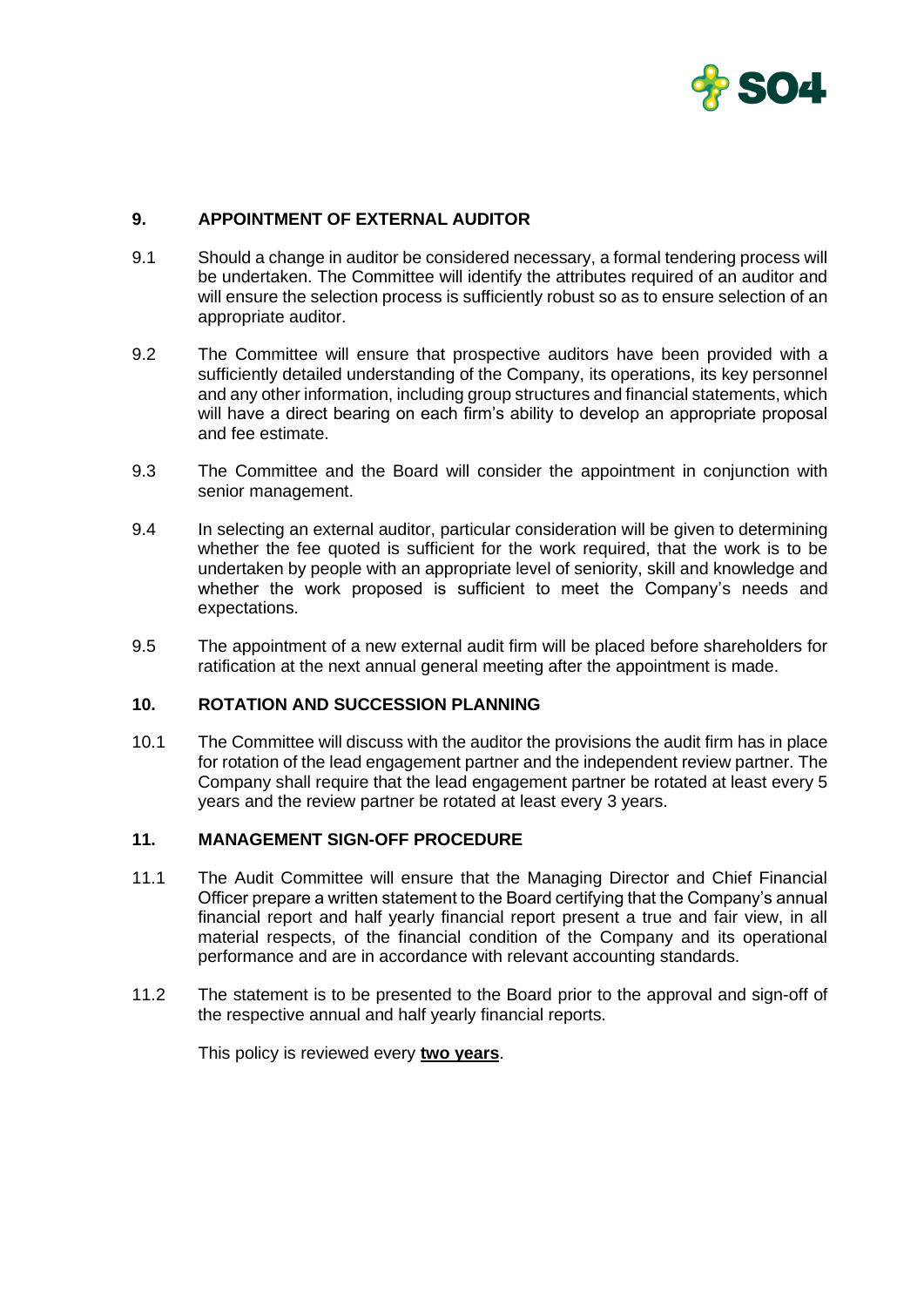## 9. APPOINTMENT OF EXTERNAL AUDITOR

9.1 Should a change in auditor be considered necessary, a formal tendering process will be undertaken. The Committee will identify the attributes required of an auditor and will ensure the selection process is sufficiently robust so as to ensure selection of an appropriate auditor.

9.2 The Committee will ensure that prospective auditors have been provided with a sufficiently detailed understanding of the Company, its operations, its key personnel and any other information, including group structures and financial statements, which will have a direct bearing on each firm's ability to develop an appropriate proposal and fee estimate.

9.3 The Committee and the Board will consider the appointment in conjunction with senior management.

9.4 In selecting an external auditor, particular consideration will be given to determining whether the fee quoted is sufficient for the work required, that the work is to be undertaken by people with an appropriate level of seniority, skill and knowledge and whether the work proposed is sufficient to meet the Company's needs and expectations.

9.5 The appointment of a new external audit firm will be placed before shareholders for ratification at the next annual general meeting after the appointment is made.

## 10. ROTATION AND SUCCESSION PLANNING

10.1 The Committee will discuss with the auditor the provisions the audit firm has in place for rotation of the lead engagement partner and the independent review partner. The Company shall require that the lead engagement partner be rotated at least every 5 years and the review partner be rotated at least every 3 years.

## 11. MANAGEMENT SIGN-OFF PROCEDURE

11.1 The Audit Committee will ensure that the Managing Director and Chief Financial Officer prepare a written statement to the Board certifying that the Company's annual financial report and half yearly financial report present a true and fair view, in all material respects, of the financial condition of the Company and its operational performance and are in accordance with relevant accounting standards.

11.2 The statement is to be presented to the Board prior to the approval and sign-off of the respective annual and half yearly financial reports.

This policy is reviewed every **two years**.